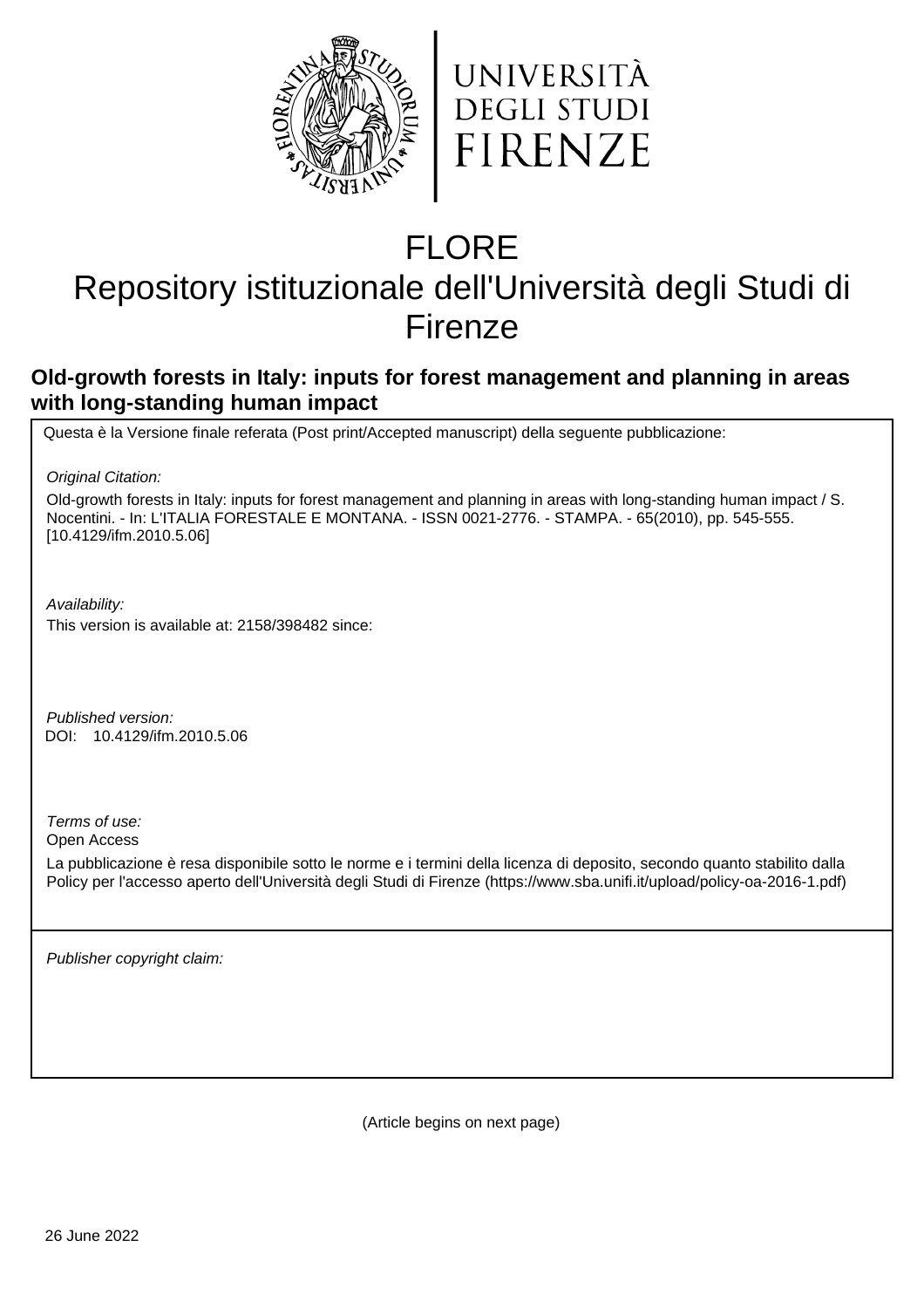UNIVERSITÀ DEGLI STUDI FIRENZE

# FLORE
# Repository istituzionale dell'Università degli Studi di Firenze

## Old-growth forests in Italy: inputs for forest management and planning in areas with long-standing human impact

Questa è la Versione finale referata (Post print/Accepted manuscript) della seguente pubblicazione:

*Original Citation:*

Old-growth forests in Italy: inputs for forest management and planning in areas with long-standing human impact / S. Nocentini. - In: L'ITALIA FORESTALE E MONTANA. - ISSN 0021-2776. - STAMPA. - 65(2010), pp. 545-555. [10.4129/ifm.2010.5.06]

*Availability:*

This version is available at: 2158/398482 since:

*Published version:*

DOI: 10.4129/ifm.2010.5.06

*Terms of use:*

Open Access

La pubblicazione è resa disponibile sotto le norme e i termini della licenza di deposito, secondo quanto stabilito dalla Policy per l'accesso aperto dell'Università degli Studi di Firenze (https://www.sba.unifi.it/upload/policy-oa-2016-1.pdf)

*Publisher copyright claim:*

(Article begins on next page)

26 June 2022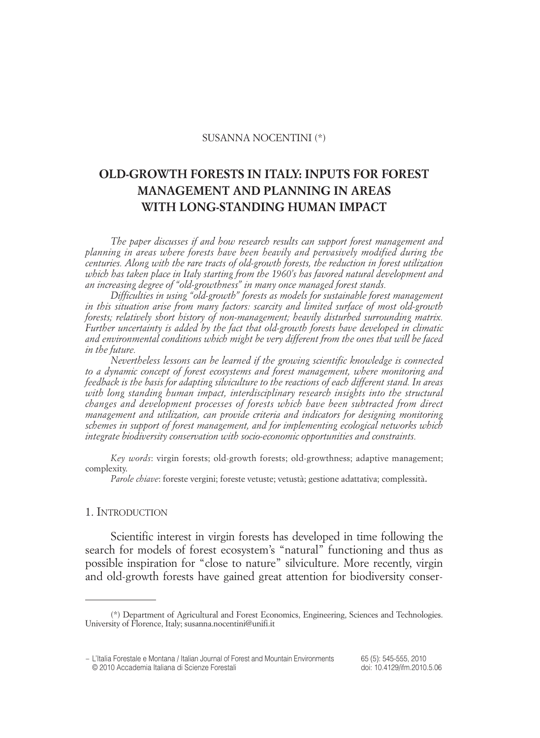SUSANNA NOCENTINI (*)

# OLD-GROWTH FORESTS IN ITALY: INPUTS FOR FOREST MANAGEMENT AND PLANNING IN AREAS WITH LONG-STANDING HUMAN IMPACT

*The paper discusses if and how research results can support forest management and planning in areas where forests have been heavily and pervasively modified during the centuries. Along with the rare tracts of old-growth forests, the reduction in forest utilization which has taken place in Italy starting from the 1960's has favored natural development and an increasing degree of "old-growthness" in many once managed forest stands.*

*Difficulties in using "old-growth" forests as models for sustainable forest management in this situation arise from many factors: scarcity and limited surface of most old-growth forests; relatively short history of non-management; heavily disturbed surrounding matrix. Further uncertainty is added by the fact that old-growth forests have developed in climatic and environmental conditions which might be very different from the ones that will be faced in the future.*

*Nevertheless lessons can be learned if the growing scientific knowledge is connected to a dynamic concept of forest ecosystems and forest management, where monitoring and feedback is the basis for adapting silviculture to the reactions of each different stand. In areas with long standing human impact, interdisciplinary research insights into the structural changes and development processes of forests which have been subtracted from direct management and utilization, can provide criteria and indicators for designing monitoring schemes in support of forest management, and for implementing ecological networks which integrate biodiversity conservation with socio-economic opportunities and constraints.*

*Key words*: virgin forests; old-growth forests; old-growthness; adaptive management; complexity.

*Parole chiave*: foreste vergini; foreste vetuste; vetustà; gestione adattativa; complessità.

## 1. Introduction

Scientific interest in virgin forests has developed in time following the search for models of forest ecosystem's "natural" functioning and thus as possible inspiration for "close to nature" silviculture. More recently, virgin and old-growth forests have gained great attention for biodiversity conser-

(*) Department of Agricultural and Forest Economics, Engineering, Sciences and Technologies. University of Florence, Italy; susanna.nocentini@unifi.it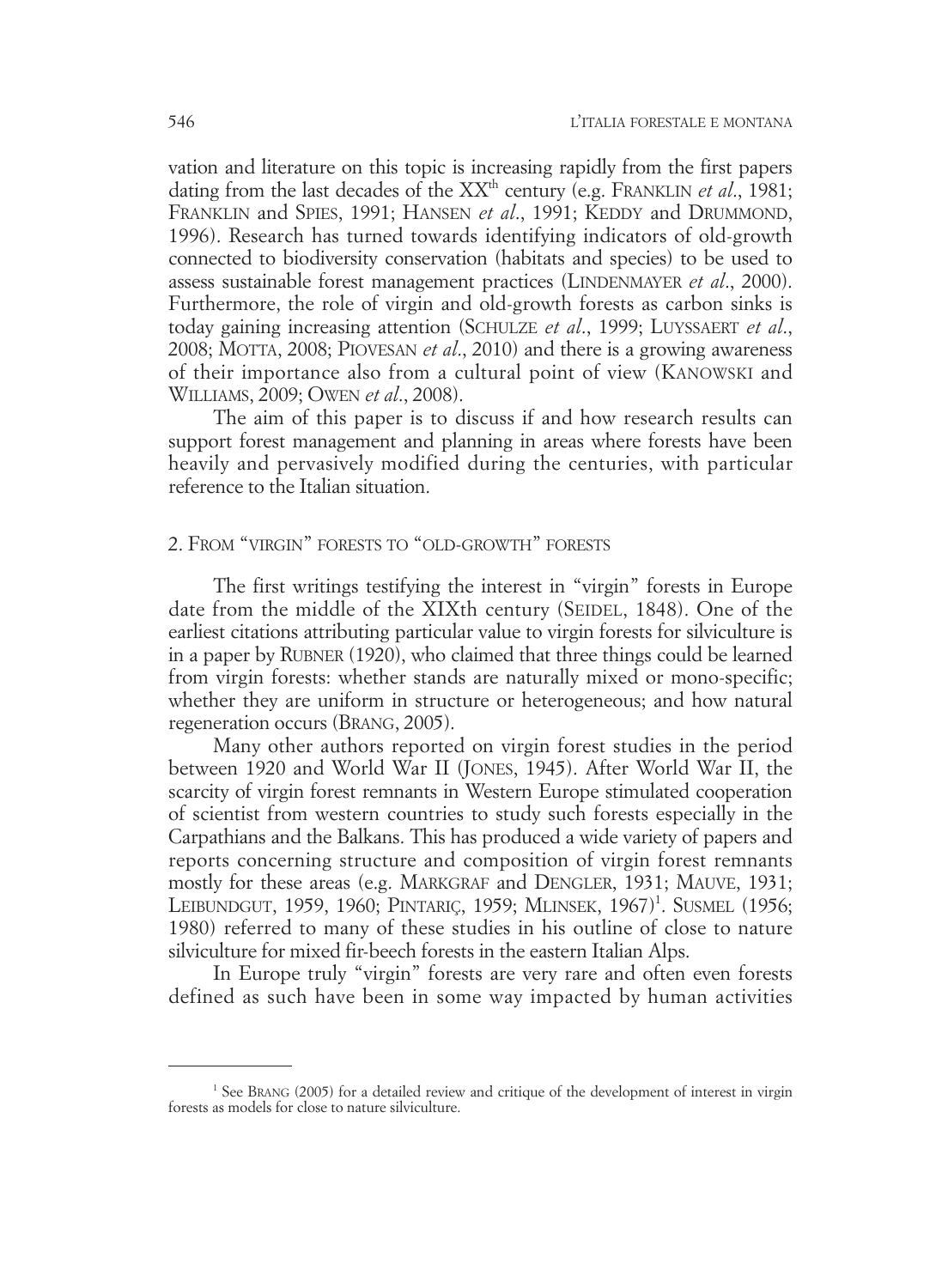vation and literature on this topic is increasing rapidly from the first papers dating from the last decades of the XX[th] century (e.g. FRANKLIN *et al.*, 1981; FRANKLIN and SPIES, 1991; HANSEN *et al.*, 1991; KEDDY and DRUMMOND, 1996). Research has turned towards identifying indicators of old-growth connected to biodiversity conservation (habitats and species) to be used to assess sustainable forest management practices (LINDENMAYER *et al.*, 2000). Furthermore, the role of virgin and old-growth forests as carbon sinks is today gaining increasing attention (SCHULZE *et al.*, 1999; LUYSSAERT *et al.*, 2008; MOTTA, 2008; PIOVESAN *et al.*, 2010) and there is a growing awareness of their importance also from a cultural point of view (KANOWSKI and WILLIAMS, 2009; OWEN *et al.*, 2008).

The aim of this paper is to discuss if and how research results can support forest management and planning in areas where forests have been heavily and pervasively modified during the centuries, with particular reference to the Italian situation.

## 2. FROM "VIRGIN" FORESTS TO "OLD-GROWTH" FORESTS

The first writings testifying the interest in "virgin" forests in Europe date from the middle of the XIXth century (SEIDEL, 1848). One of the earliest citations attributing particular value to virgin forests for silviculture is in a paper by RUBNER (1920), who claimed that three things could be learned from virgin forests: whether stands are naturally mixed or mono-specific; whether they are uniform in structure or heterogeneous; and how natural regeneration occurs (BRANG, 2005).

Many other authors reported on virgin forest studies in the period between 1920 and World War II (JONES, 1945). After World War II, the scarcity of virgin forest remnants in Western Europe stimulated cooperation of scientist from western countries to study such forests especially in the Carpathians and the Balkans. This has produced a wide variety of papers and reports concerning structure and composition of virgin forest remnants mostly for these areas (e.g. MARKGRAF and DENGLER, 1931; MAUVE, 1931; LEIBUNDGUT, 1959, 1960; PINTARIÇ, 1959; MLINSEK, 1967)[1]. SUSMEL (1956; 1980) referred to many of these studies in his outline of close to nature silviculture for mixed fir-beech forests in the eastern Italian Alps.

In Europe truly "virgin" forests are very rare and often even forests defined as such have been in some way impacted by human activities

[1] See BRANG (2005) for a detailed review and critique of the development of interest in virgin forests as models for close to nature silviculture.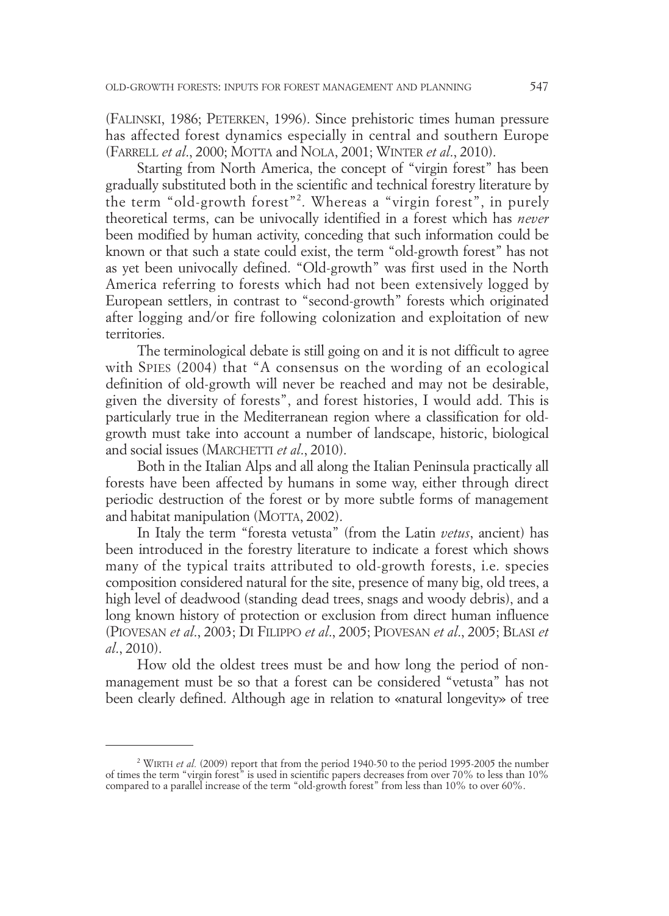(FALINSKI, 1986; PETERKEN, 1996). Since prehistoric times human pressure has affected forest dynamics especially in central and southern Europe (FARRELL *et al*., 2000; MOTTA and NOLA, 2001; WINTER *et al*., 2010).

Starting from North America, the concept of "virgin forest" has been gradually substituted both in the scientific and technical forestry literature by the term "old-growth forest"[2]. Whereas a "virgin forest", in purely theoretical terms, can be univocally identified in a forest which has *never* been modified by human activity, conceding that such information could be known or that such a state could exist, the term "old-growth forest" has not as yet been univocally defined. "Old-growth" was first used in the North America referring to forests which had not been extensively logged by European settlers, in contrast to "second-growth" forests which originated after logging and/or fire following colonization and exploitation of new territories.

The terminological debate is still going on and it is not difficult to agree with SPIES (2004) that "A consensus on the wording of an ecological definition of old-growth will never be reached and may not be desirable, given the diversity of forests", and forest histories, I would add. This is particularly true in the Mediterranean region where a classification for old-growth must take into account a number of landscape, historic, biological and social issues (MARCHETTI *et al*., 2010).

Both in the Italian Alps and all along the Italian Peninsula practically all forests have been affected by humans in some way, either through direct periodic destruction of the forest or by more subtle forms of management and habitat manipulation (MOTTA, 2002).

In Italy the term "foresta vetusta" (from the Latin *vetus*, ancient) has been introduced in the forestry literature to indicate a forest which shows many of the typical traits attributed to old-growth forests, i.e. species composition considered natural for the site, presence of many big, old trees, a high level of deadwood (standing dead trees, snags and woody debris), and a long known history of protection or exclusion from direct human influence (PIOVESAN *et al*., 2003; DI FILIPPO *et al*., 2005; PIOVESAN *et al*., 2005; BLASI *et al*., 2010).

How old the oldest trees must be and how long the period of non-management must be so that a forest can be considered "vetusta" has not been clearly defined. Although age in relation to «natural longevity» of tree

[2] WIRTH *et al.* (2009) report that from the period 1940-50 to the period 1995-2005 the number of times the term "virgin forest" is used in scientific papers decreases from over 70% to less than 10% compared to a parallel increase of the term "old-growth forest" from less than 10% to over 60%.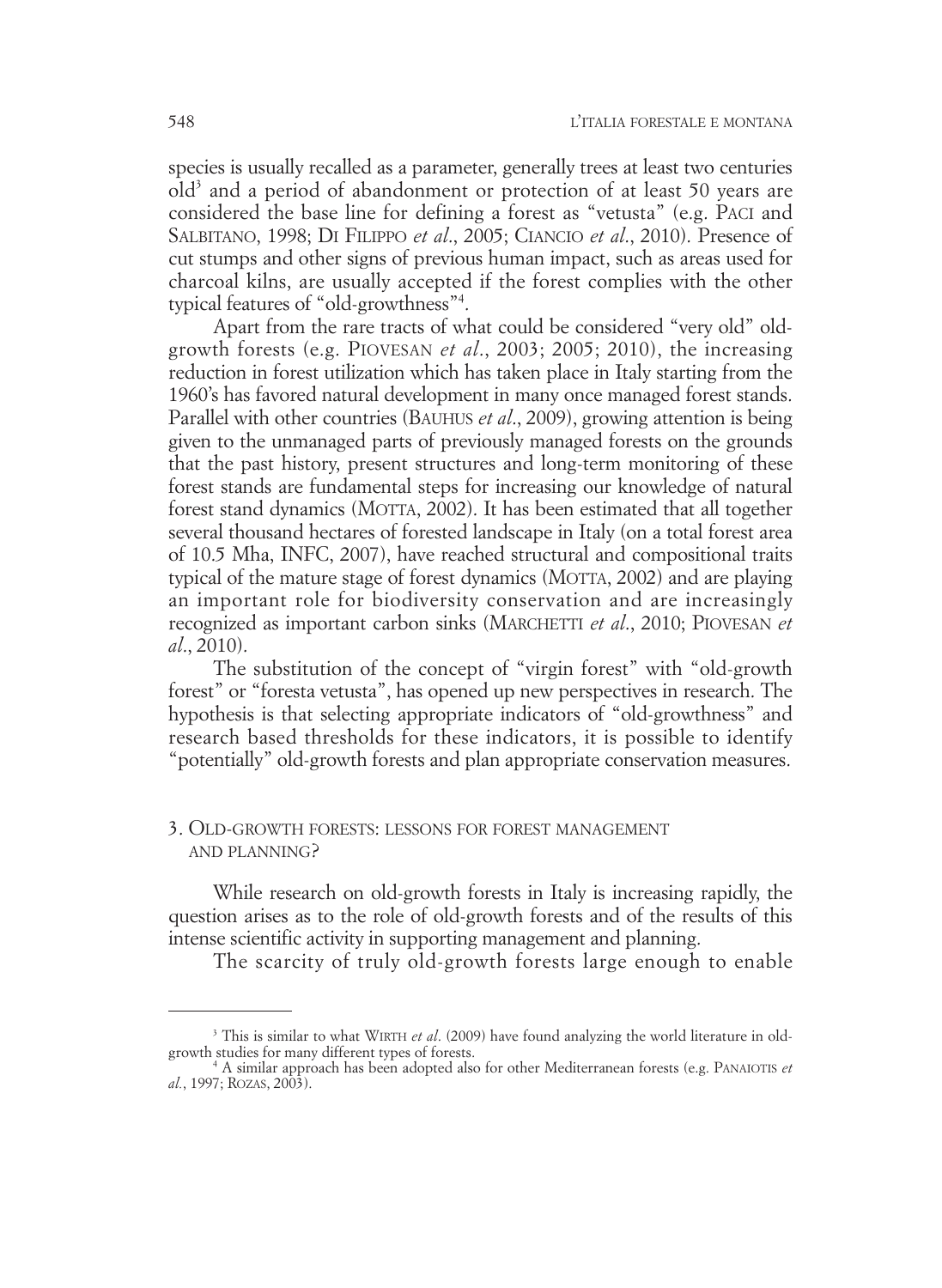species is usually recalled as a parameter, generally trees at least two centuries old[3] and a period of abandonment or protection of at least 50 years are considered the base line for defining a forest as "vetusta" (e.g. PACI and SALBITANO, 1998; DI FILIPPO *et al*., 2005; CIANCIO *et al*., 2010). Presence of cut stumps and other signs of previous human impact, such as areas used for charcoal kilns, are usually accepted if the forest complies with the other typical features of "old-growthness"[4].

Apart from the rare tracts of what could be considered "very old" old-growth forests (e.g. PIOVESAN *et al*., 2003; 2005; 2010), the increasing reduction in forest utilization which has taken place in Italy starting from the 1960's has favored natural development in many once managed forest stands. Parallel with other countries (BAUHUS *et al*., 2009), growing attention is being given to the unmanaged parts of previously managed forests on the grounds that the past history, present structures and long-term monitoring of these forest stands are fundamental steps for increasing our knowledge of natural forest stand dynamics (MOTTA, 2002). It has been estimated that all together several thousand hectares of forested landscape in Italy (on a total forest area of 10.5 Mha, INFC, 2007), have reached structural and compositional traits typical of the mature stage of forest dynamics (MOTTA, 2002) and are playing an important role for biodiversity conservation and are increasingly recognized as important carbon sinks (MARCHETTI *et al*., 2010; PIOVESAN *et al*., 2010).

The substitution of the concept of "virgin forest" with "old-growth forest" or "foresta vetusta", has opened up new perspectives in research. The hypothesis is that selecting appropriate indicators of "old-growthness" and research based thresholds for these indicators, it is possible to identify "potentially" old-growth forests and plan appropriate conservation measures.

## 3. OLD-GROWTH FORESTS: LESSONS FOR FOREST MANAGEMENT AND PLANNING?

While research on old-growth forests in Italy is increasing rapidly, the question arises as to the role of old-growth forests and of the results of this intense scientific activity in supporting management and planning.

The scarcity of truly old-growth forests large enough to enable

---

[3] This is similar to what WIRTH *et al*. (2009) have found analyzing the world literature in old-growth studies for many different types of forests.

[4] A similar approach has been adopted also for other Mediterranean forests (e.g. PANAIOTIS *et al*., 1997; ROZAS, 2003).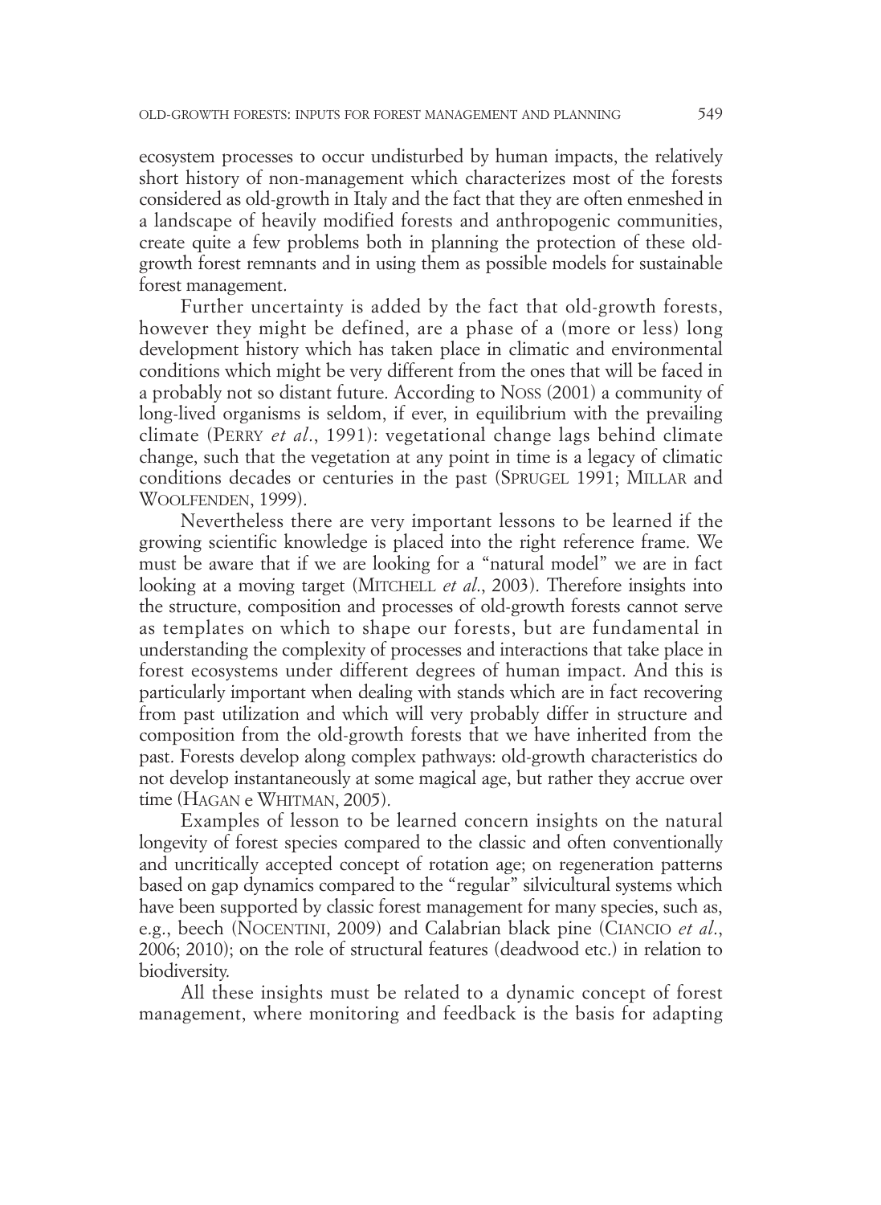ecosystem processes to occur undisturbed by human impacts, the relatively short history of non-management which characterizes most of the forests considered as old-growth in Italy and the fact that they are often enmeshed in a landscape of heavily modified forests and anthropogenic communities, create quite a few problems both in planning the protection of these old-growth forest remnants and in using them as possible models for sustainable forest management.

Further uncertainty is added by the fact that old-growth forests, however they might be defined, are a phase of a (more or less) long development history which has taken place in climatic and environmental conditions which might be very different from the ones that will be faced in a probably not so distant future. According to NOSS (2001) a community of long-lived organisms is seldom, if ever, in equilibrium with the prevailing climate (PERRY *et al*., 1991): vegetational change lags behind climate change, such that the vegetation at any point in time is a legacy of climatic conditions decades or centuries in the past (SPRUGEL 1991; MILLAR and WOOLFENDEN, 1999).

Nevertheless there are very important lessons to be learned if the growing scientific knowledge is placed into the right reference frame. We must be aware that if we are looking for a "natural model" we are in fact looking at a moving target (MITCHELL *et al*., 2003). Therefore insights into the structure, composition and processes of old-growth forests cannot serve as templates on which to shape our forests, but are fundamental in understanding the complexity of processes and interactions that take place in forest ecosystems under different degrees of human impact. And this is particularly important when dealing with stands which are in fact recovering from past utilization and which will very probably differ in structure and composition from the old-growth forests that we have inherited from the past. Forests develop along complex pathways: old-growth characteristics do not develop instantaneously at some magical age, but rather they accrue over time (HAGAN e WHITMAN, 2005).

Examples of lesson to be learned concern insights on the natural longevity of forest species compared to the classic and often conventionally and uncritically accepted concept of rotation age; on regeneration patterns based on gap dynamics compared to the "regular" silvicultural systems which have been supported by classic forest management for many species, such as, e.g., beech (NOCENTINI, 2009) and Calabrian black pine (CIANCIO *et al*., 2006; 2010); on the role of structural features (deadwood etc.) in relation to biodiversity.

All these insights must be related to a dynamic concept of forest management, where monitoring and feedback is the basis for adapting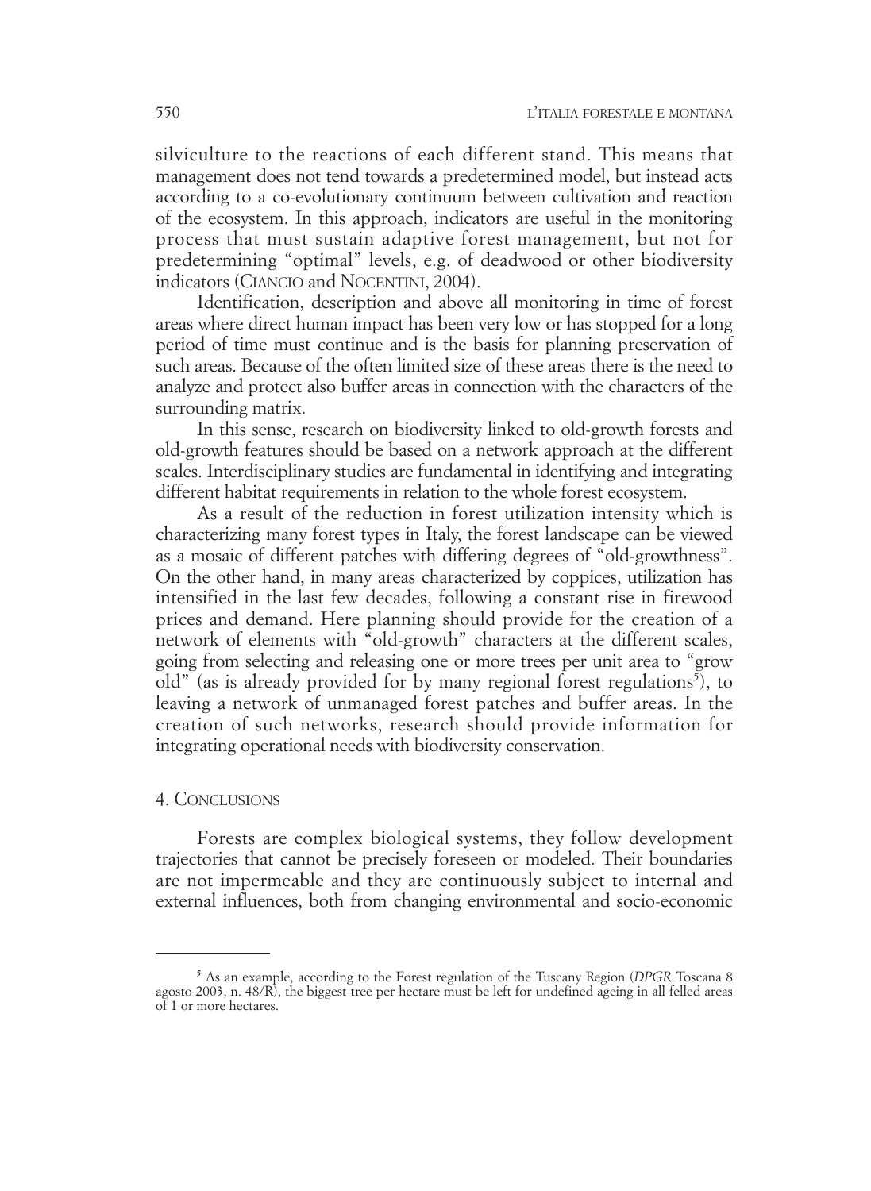silviculture to the reactions of each different stand. This means that management does not tend towards a predetermined model, but instead acts according to a co-evolutionary continuum between cultivation and reaction of the ecosystem. In this approach, indicators are useful in the monitoring process that must sustain adaptive forest management, but not for predetermining "optimal" levels, e.g. of deadwood or other biodiversity indicators (CIANCIO and NOCENTINI, 2004).

Identification, description and above all monitoring in time of forest areas where direct human impact has been very low or has stopped for a long period of time must continue and is the basis for planning preservation of such areas. Because of the often limited size of these areas there is the need to analyze and protect also buffer areas in connection with the characters of the surrounding matrix.

In this sense, research on biodiversity linked to old-growth forests and old-growth features should be based on a network approach at the different scales. Interdisciplinary studies are fundamental in identifying and integrating different habitat requirements in relation to the whole forest ecosystem.

As a result of the reduction in forest utilization intensity which is characterizing many forest types in Italy, the forest landscape can be viewed as a mosaic of different patches with differing degrees of "old-growthness". On the other hand, in many areas characterized by coppices, utilization has intensified in the last few decades, following a constant rise in firewood prices and demand. Here planning should provide for the creation of a network of elements with "old-growth" characters at the different scales, going from selecting and releasing one or more trees per unit area to "grow old" (as is already provided for by many regional forest regulations[5]), to leaving a network of unmanaged forest patches and buffer areas. In the creation of such networks, research should provide information for integrating operational needs with biodiversity conservation.

## 4. CONCLUSIONS

Forests are complex biological systems, they follow development trajectories that cannot be precisely foreseen or modeled. Their boundaries are not impermeable and they are continuously subject to internal and external influences, both from changing environmental and socio-economic

---

[5] As an example, according to the Forest regulation of the Tuscany Region (*DPGR* Toscana 8 agosto 2003, n. 48/R), the biggest tree per hectare must be left for undefined ageing in all felled areas of 1 or more hectares.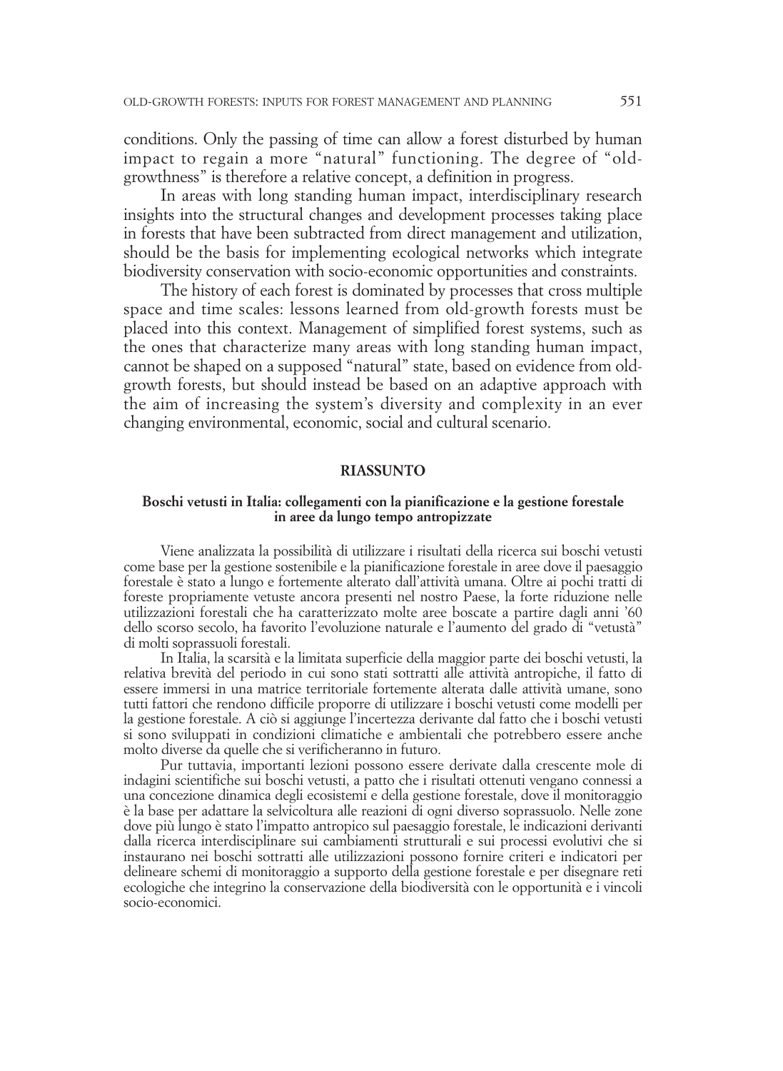conditions. Only the passing of time can allow a forest disturbed by human impact to regain a more "natural" functioning. The degree of "old-growthness" is therefore a relative concept, a definition in progress.

In areas with long standing human impact, interdisciplinary research insights into the structural changes and development processes taking place in forests that have been subtracted from direct management and utilization, should be the basis for implementing ecological networks which integrate biodiversity conservation with socio-economic opportunities and constraints.

The history of each forest is dominated by processes that cross multiple space and time scales: lessons learned from old-growth forests must be placed into this context. Management of simplified forest systems, such as the ones that characterize many areas with long standing human impact, cannot be shaped on a supposed "natural" state, based on evidence from old-growth forests, but should instead be based on an adaptive approach with the aim of increasing the system's diversity and complexity in an ever changing environmental, economic, social and cultural scenario.

## RIASSUNTO

### Boschi vetusti in Italia: collegamenti con la pianificazione e la gestione forestale in aree da lungo tempo antropizzate

Viene analizzata la possibilità di utilizzare i risultati della ricerca sui boschi vetusti come base per la gestione sostenibile e la pianificazione forestale in aree dove il paesaggio forestale è stato a lungo e fortemente alterato dall'attività umana. Oltre ai pochi tratti di foreste propriamente vetuste ancora presenti nel nostro Paese, la forte riduzione nelle utilizzazioni forestali che ha caratterizzato molte aree boscate a partire dagli anni '60 dello scorso secolo, ha favorito l'evoluzione naturale e l'aumento del grado di "vetustà" di molti soprassuoli forestali.

In Italia, la scarsità e la limitata superficie della maggior parte dei boschi vetusti, la relativa brevità del periodo in cui sono stati sottratti alle attività antropiche, il fatto di essere immersi in una matrice territoriale fortemente alterata dalle attività umane, sono tutti fattori che rendono difficile proporre di utilizzare i boschi vetusti come modelli per la gestione forestale. A ciò si aggiunge l'incertezza derivante dal fatto che i boschi vetusti si sono sviluppati in condizioni climatiche e ambientali che potrebbero essere anche molto diverse da quelle che si verificheranno in futuro.

Pur tuttavia, importanti lezioni possono essere derivate dalla crescente mole di indagini scientifiche sui boschi vetusti, a patto che i risultati ottenuti vengano connessi a una concezione dinamica degli ecosistemi e della gestione forestale, dove il monitoraggio è la base per adattare la selvicoltura alle reazioni di ogni diverso soprassuolo. Nelle zone dove più lungo è stato l'impatto antropico sul paesaggio forestale, le indicazioni derivanti dalla ricerca interdisciplinare sui cambiamenti strutturali e sui processi evolutivi che si instaurano nei boschi sottratti alle utilizzazioni possono fornire criteri e indicatori per delineare schemi di monitoraggio a supporto della gestione forestale e per disegnare reti ecologiche che integrino la conservazione della biodiversità con le opportunità e i vincoli socio-economici.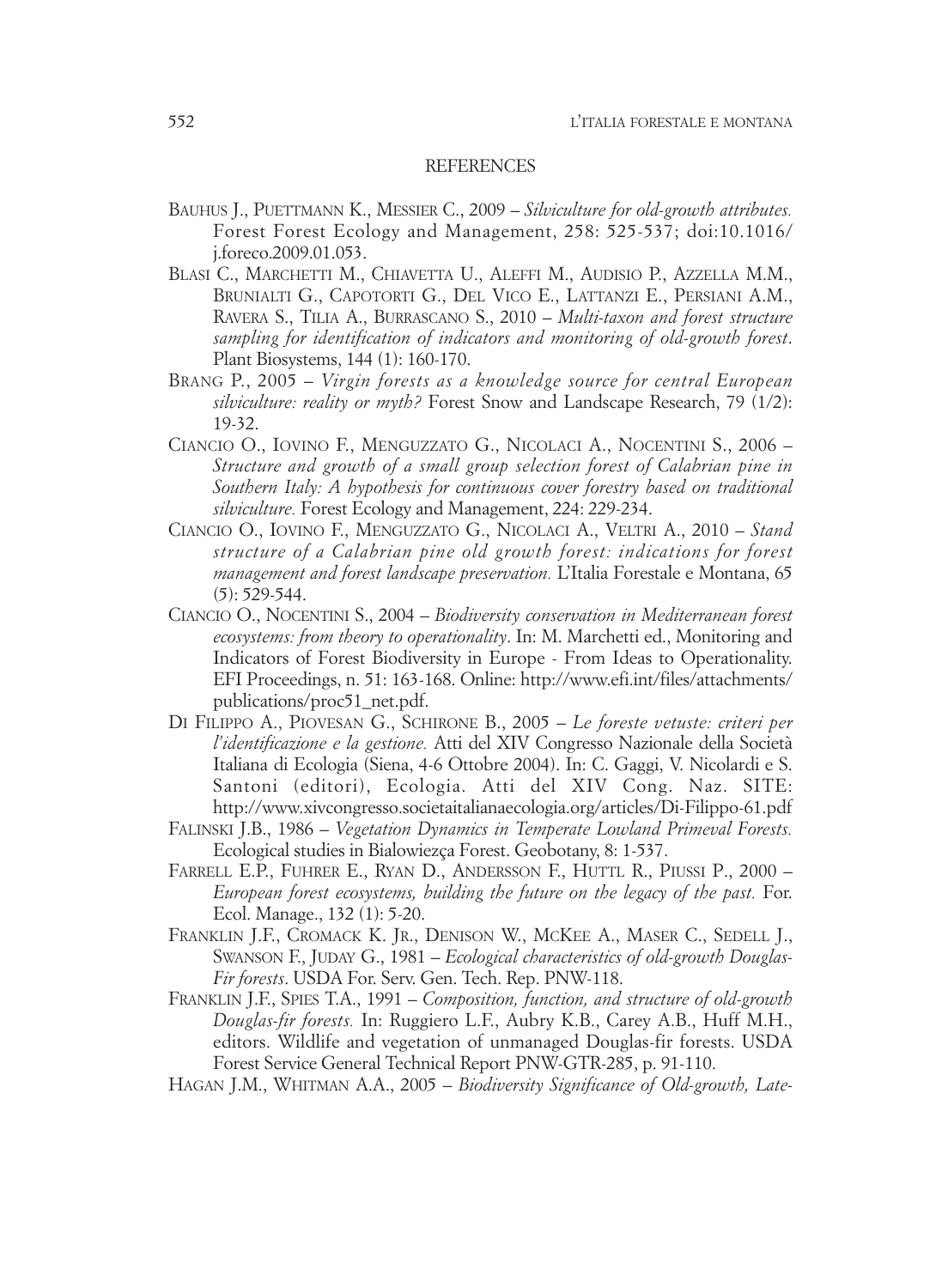## REFERENCES

BAUHUS J., PUETTMANN K., MESSIER C., 2009 – *Silviculture for old-growth attributes.* Forest Forest Ecology and Management, 258: 525-537; doi:10.1016/j.foreco.2009.01.053.

BLASI C., MARCHETTI M., CHIAVETTA U., ALEFFI M., AUDISIO P., AZZELLA M.M., BRUNIALTI G., CAPOTORTI G., DEL VICO E., LATTANZI E., PERSIANI A.M., RAVERA S., TILIA A., BURRASCANO S., 2010 – *Multi-taxon and forest structure sampling for identification of indicators and monitoring of old-growth forest.* Plant Biosystems, 144 (1): 160-170.

BRANG P., 2005 – *Virgin forests as a knowledge source for central European silviculture: reality or myth?* Forest Snow and Landscape Research, 79 (1/2): 19-32.

CIANCIO O., IOVINO F., MENGUZZATO G., NICOLACI A., NOCENTINI S., 2006 – *Structure and growth of a small group selection forest of Calabrian pine in Southern Italy: A hypothesis for continuous cover forestry based on traditional silviculture.* Forest Ecology and Management, 224: 229-234.

CIANCIO O., IOVINO F., MENGUZZATO G., NICOLACI A., VELTRI A., 2010 – *Stand structure of a Calabrian pine old growth forest: indications for forest management and forest landscape preservation.* L'Italia Forestale e Montana, 65 (5): 529-544.

CIANCIO O., NOCENTINI S., 2004 – *Biodiversity conservation in Mediterranean forest ecosystems: from theory to operationality*. In: M. Marchetti ed., Monitoring and Indicators of Forest Biodiversity in Europe - From Ideas to Operationality. EFI Proceedings, n. 51: 163-168. Online: http://www.efi.int/files/attachments/publications/proc51_net.pdf.

DI FILIPPO A., PIOVESAN G., SCHIRONE B., 2005 – *Le foreste vetuste: criteri per l'identificazione e la gestione.* Atti del XIV Congresso Nazionale della Società Italiana di Ecologia (Siena, 4-6 Ottobre 2004). In: C. Gaggi, V. Nicolardi e S. Santoni (editori), Ecologia. Atti del XIV Cong. Naz. SITE: http://www.xivcongresso.societaitalianaecologia.org/articles/Di-Filippo-61.pdf

FALINSKI J.B., 1986 – *Vegetation Dynamics in Temperate Lowland Primeval Forests.* Ecological studies in Bialowiezça Forest. Geobotany, 8: 1-537.

FARRELL E.P., FUHRER E., RYAN D., ANDERSSON F., HUTTL R., PIUSSI P., 2000 – *European forest ecosystems, building the future on the legacy of the past.* For. Ecol. Manage., 132 (1): 5-20.

FRANKLIN J.F., CROMACK K. JR., DENISON W., MCKEE A., MASER C., SEDELL J., SWANSON F., JUDAY G., 1981 – *Ecological characteristics of old-growth Douglas-Fir forests*. USDA For. Serv. Gen. Tech. Rep. PNW-118.

FRANKLIN J.F., SPIES T.A., 1991 – *Composition, function, and structure of old-growth Douglas-fir forests.* In: Ruggiero L.F., Aubry K.B., Carey A.B., Huff M.H., editors. Wildlife and vegetation of unmanaged Douglas-fir forests. USDA Forest Service General Technical Report PNW-GTR-285, p. 91-110.

HAGAN J.M., WHITMAN A.A., 2005 – *Biodiversity Significance of Old-growth, Late-*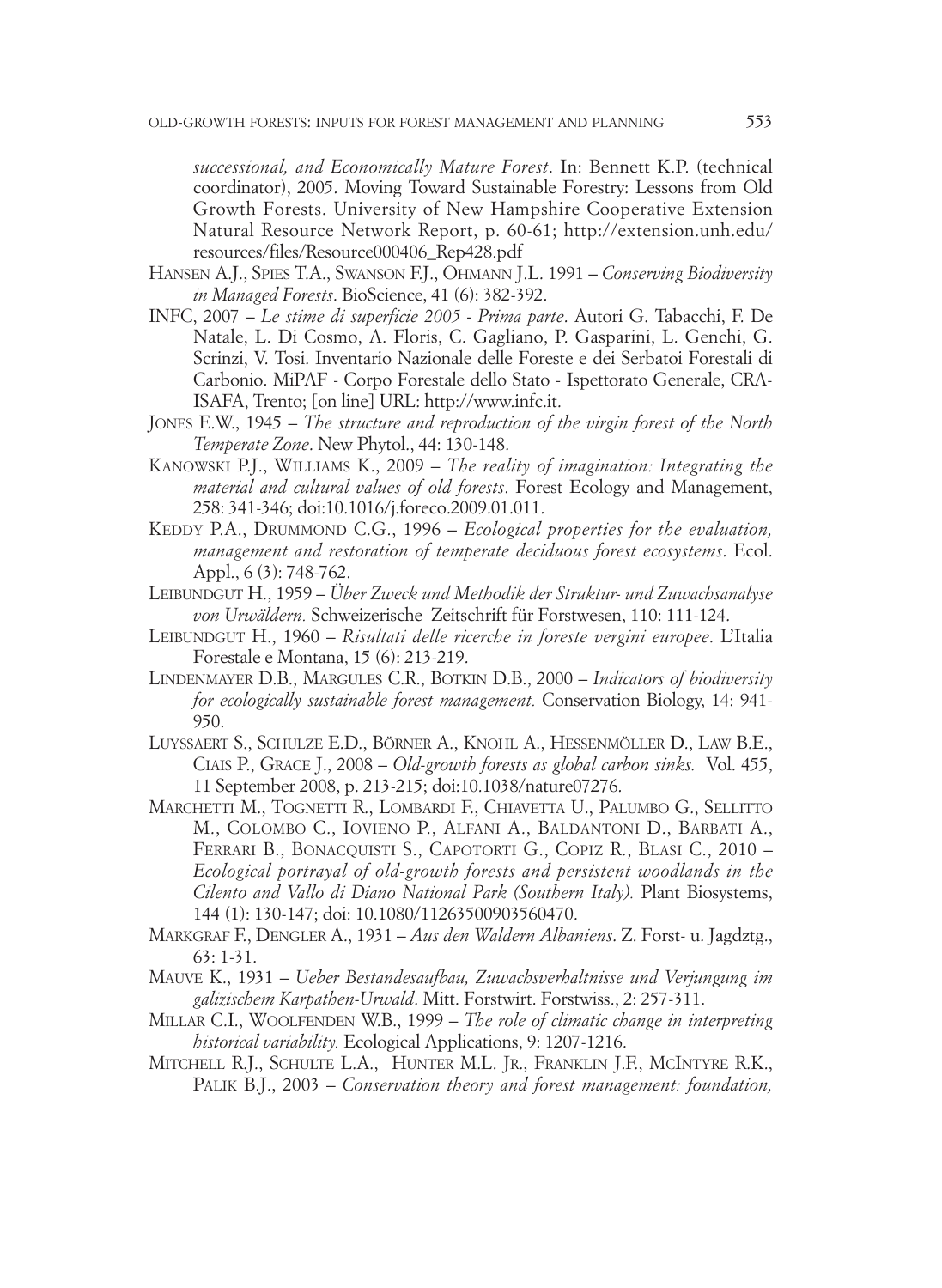*successional, and Economically Mature Forest*. In: Bennett K.P. (technical coordinator), 2005. Moving Toward Sustainable Forestry: Lessons from Old Growth Forests. University of New Hampshire Cooperative Extension Natural Resource Network Report, p. 60-61; http://extension.unh.edu/resources/files/Resource000406_Rep428.pdf

HANSEN A.J., SPIES T.A., SWANSON F.J., OHMANN J.L. 1991 – *Conserving Biodiversity in Managed Forests*. BioScience, 41 (6): 382-392.

INFC, 2007 – *Le stime di superficie 2005 - Prima parte*. Autori G. Tabacchi, F. De Natale, L. Di Cosmo, A. Floris, C. Gagliano, P. Gasparini, L. Genchi, G. Scrinzi, V. Tosi. Inventario Nazionale delle Foreste e dei Serbatoi Forestali di Carbonio. MiPAF - Corpo Forestale dello Stato - Ispettorato Generale, CRA-ISAFA, Trento; [on line] URL: http://www.infc.it.

JONES E.W., 1945 – *The structure and reproduction of the virgin forest of the North Temperate Zone*. New Phytol., 44: 130-148.

KANOWSKI P.J., WILLIAMS K., 2009 – *The reality of imagination: Integrating the material and cultural values of old forests*. Forest Ecology and Management, 258: 341-346; doi:10.1016/j.foreco.2009.01.011.

KEDDY P.A., DRUMMOND C.G., 1996 – *Ecological properties for the evaluation, management and restoration of temperate deciduous forest ecosystems*. Ecol. Appl., 6 (3): 748-762.

LEIBUNDGUT H., 1959 – *Über Zweck und Methodik der Struktur- und Zuwachsanalyse von Urwäldern.* Schweizerische Zeitschrift für Forstwesen, 110: 111-124.

LEIBUNDGUT H., 1960 – *Risultati delle ricerche in foreste vergini europee*. L'Italia Forestale e Montana, 15 (6): 213-219.

LINDENMAYER D.B., MARGULES C.R., BOTKIN D.B., 2000 – *Indicators of biodiversity for ecologically sustainable forest management.* Conservation Biology, 14: 941-950.

LUYSSAERT S., SCHULZE E.D., BÖRNER A., KNOHL A., HESSENMÖLLER D., LAW B.E., CIAIS P., GRACE J., 2008 – *Old-growth forests as global carbon sinks.* Vol. 455, 11 September 2008, p. 213-215; doi:10.1038/nature07276.

MARCHETTI M., TOGNETTI R., LOMBARDI F., CHIAVETTA U., PALUMBO G., SELLITTO M., COLOMBO C., IOVIENO P., ALFANI A., BALDANTONI D., BARBATI A., FERRARI B., BONACQUISTI S., CAPOTORTI G., COPIZ R., BLASI C., 2010 – *Ecological portrayal of old-growth forests and persistent woodlands in the Cilento and Vallo di Diano National Park (Southern Italy).* Plant Biosystems, 144 (1): 130-147; doi: 10.1080/11263500903560470.

MARKGRAF F., DENGLER A., 1931 – *Aus den Waldern Albaniens*. Z. Forst- u. Jagdztg., 63: 1-31.

MAUVE K., 1931 – *Ueber Bestandesaufbau, Zuwachsverhaltnisse und Verjungung im galizischem Karpathen-Urwald*. Mitt. Forstwirt. Forstwiss., 2: 257-311.

MILLAR C.I., WOOLFENDEN W.B., 1999 – *The role of climatic change in interpreting historical variability.* Ecological Applications, 9: 1207-1216.

MITCHELL R.J., SCHULTE L.A., HUNTER M.L. JR., FRANKLIN J.F., MCINTYRE R.K., PALIK B.J., 2003 – *Conservation theory and forest management: foundation,*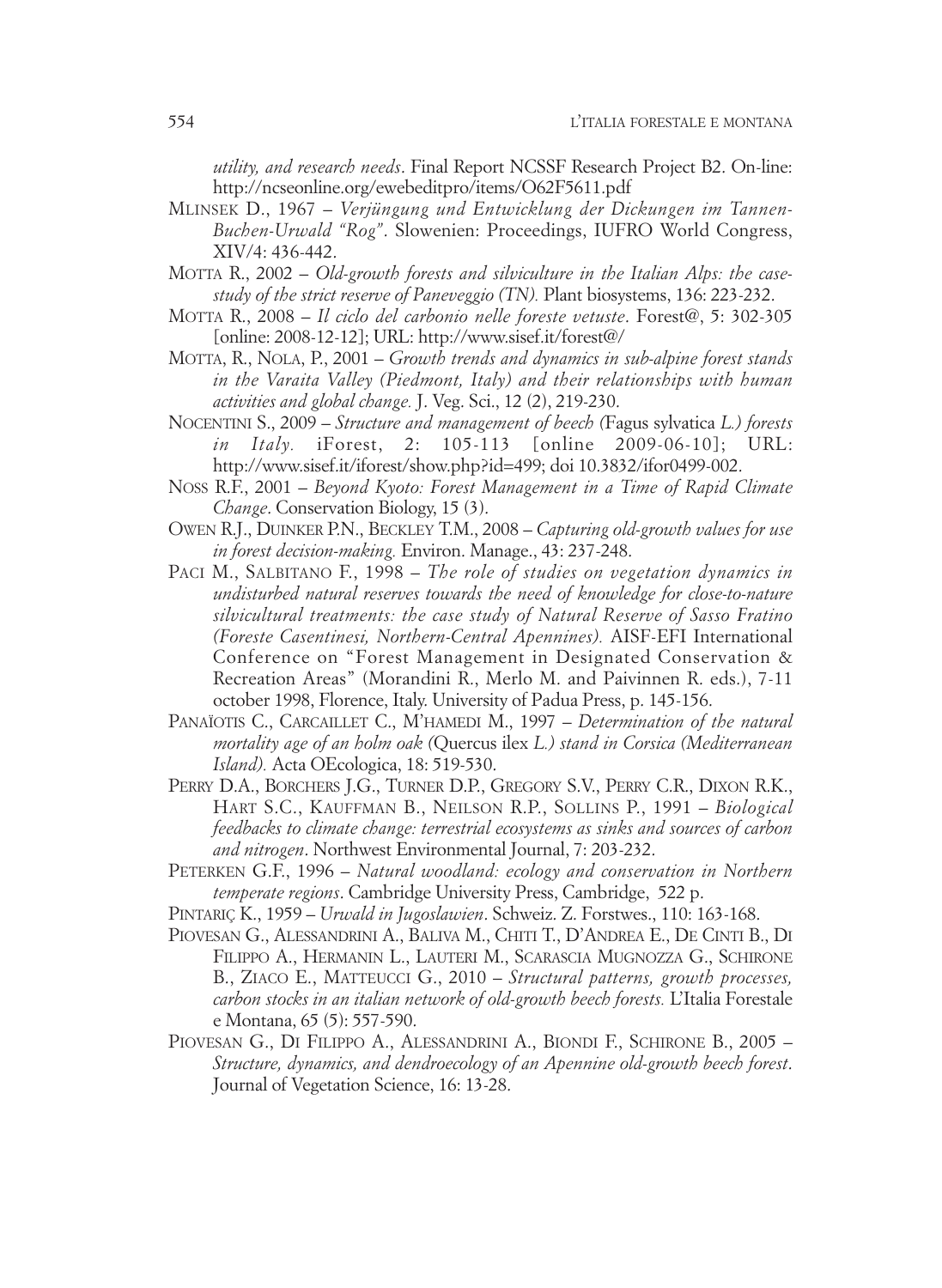*utility, and research needs*. Final Report NCSSF Research Project B2. On-line: http://ncseonline.org/ewebeditpro/items/O62F5611.pdf

MLINSEK D., 1967 – *Verjüngung und Entwicklung der Dickungen im Tannen-Buchen-Urwald "Rog"*. Slowenien: Proceedings, IUFRO World Congress, XIV/4: 436-442.

MOTTA R., 2002 – *Old-growth forests and silviculture in the Italian Alps: the case-study of the strict reserve of Paneveggio (TN).* Plant biosystems, 136: 223-232.

MOTTA R., 2008 – *Il ciclo del carbonio nelle foreste vetuste*. Forest@, 5: 302-305 [online: 2008-12-12]; URL: http://www.sisef.it/forest@/

MOTTA, R., NOLA, P., 2001 – *Growth trends and dynamics in sub-alpine forest stands in the Varaita Valley (Piedmont, Italy) and their relationships with human activities and global change.* J. Veg. Sci., 12 (2), 219-230.

NOCENTINI S., 2009 – *Structure and management of beech (*Fagus sylvatica *L.) forests in Italy.* iForest, 2: 105-113 [online 2009-06-10]; URL: http://www.sisef.it/iforest/show.php?id=499; doi 10.3832/ifor0499-002.

NOSS R.F., 2001 – *Beyond Kyoto: Forest Management in a Time of Rapid Climate Change*. Conservation Biology, 15 (3).

OWEN R.J., DUINKER P.N., BECKLEY T.M., 2008 – *Capturing old-growth values for use in forest decision-making.* Environ. Manage., 43: 237-248.

PACI M., SALBITANO F., 1998 – *The role of studies on vegetation dynamics in undisturbed natural reserves towards the need of knowledge for close-to-nature silvicultural treatments: the case study of Natural Reserve of Sasso Fratino (Foreste Casentinesi, Northern-Central Apennines).* AISF-EFI International Conference on "Forest Management in Designated Conservation & Recreation Areas" (Morandini R., Merlo M. and Paivinnen R. eds.), 7-11 october 1998, Florence, Italy. University of Padua Press, p. 145-156.

PANAÏOTIS C., CARCAILLET C., M'HAMEDI M., 1997 – *Determination of the natural mortality age of an holm oak (*Quercus ilex *L.) stand in Corsica (Mediterranean Island).* Acta OEcologica, 18: 519-530.

PERRY D.A., BORCHERS J.G., TURNER D.P., GREGORY S.V., PERRY C.R., DIXON R.K., HART S.C., KAUFFMAN B., NEILSON R.P., SOLLINS P., 1991 – *Biological feedbacks to climate change: terrestrial ecosystems as sinks and sources of carbon and nitrogen*. Northwest Environmental Journal, 7: 203-232.

PETERKEN G.F., 1996 – *Natural woodland: ecology and conservation in Northern temperate regions*. Cambridge University Press, Cambridge, 522 p.

PINTARIÇ K., 1959 – *Urwald in Jugoslawien*. Schweiz. Z. Forstwes., 110: 163-168.

PIOVESAN G., ALESSANDRINI A., BALIVA M., CHITI T., D'ANDREA E., DE CINTI B., DI FILIPPO A., HERMANIN L., LAUTERI M., SCARASCIA MUGNOZZA G., SCHIRONE B., ZIACO E., MATTEUCCI G., 2010 – *Structural patterns, growth processes, carbon stocks in an italian network of old-growth beech forests.* L'Italia Forestale e Montana, 65 (5): 557-590.

PIOVESAN G., DI FILIPPO A., ALESSANDRINI A., BIONDI F., SCHIRONE B., 2005 – *Structure, dynamics, and dendroecology of an Apennine old-growth beech forest*. Journal of Vegetation Science, 16: 13-28.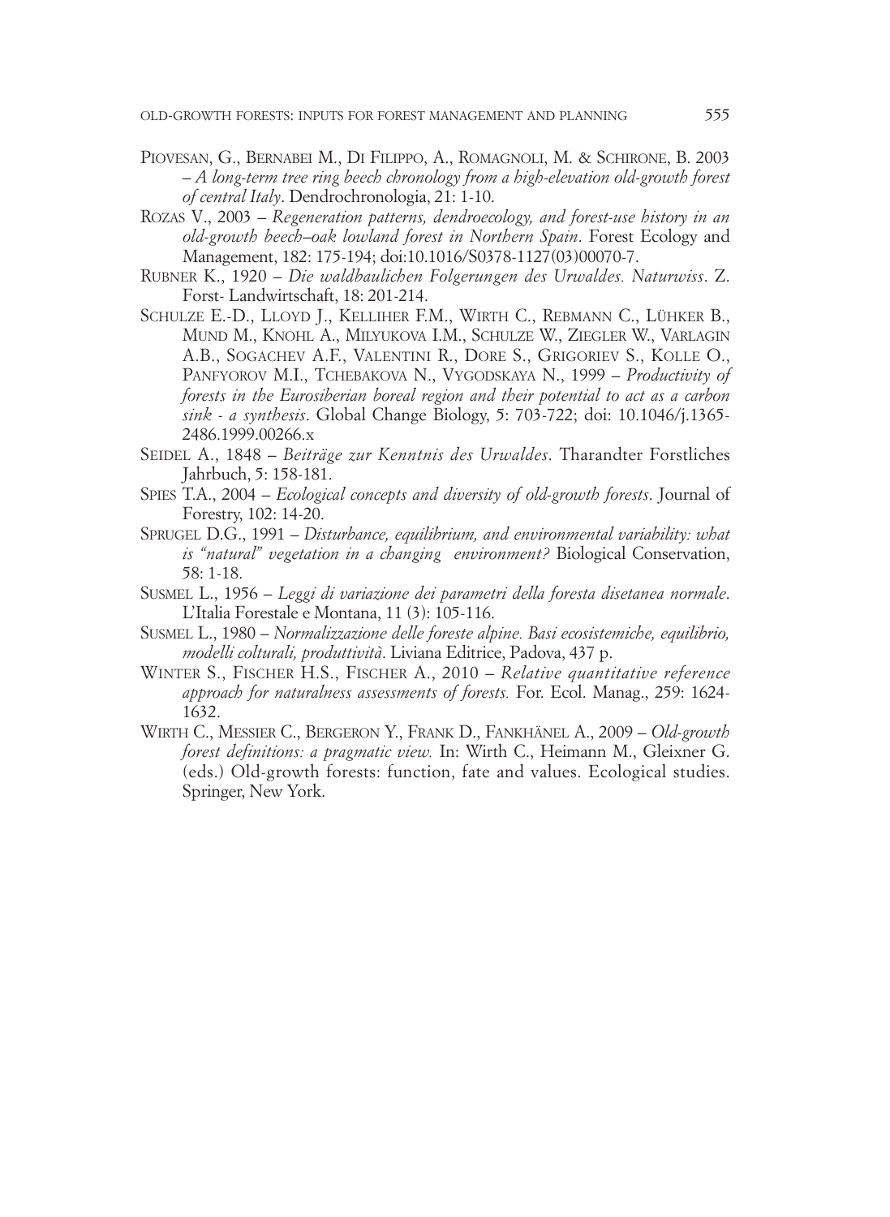Piovesan, G., Bernabei M., Di Filippo, A., Romagnoli, M. & Schirone, B. 2003 – *A long-term tree ring beech chronology from a high-elevation old-growth forest of central Italy*. Dendrochronologia, 21: 1-10.

Rozas V., 2003 – *Regeneration patterns, dendroecology, and forest-use history in an old-growth beech–oak lowland forest in Northern Spain*. Forest Ecology and Management, 182: 175-194; doi:10.1016/S0378-1127(03)00070-7.

Rubner K., 1920 – *Die waldbaulichen Folgerungen des Urwaldes. Naturwiss*. Z. Forst- Landwirtschaft, 18: 201-214.

Schulze E.-D., Lloyd J., Kelliher F.M., Wirth C., Rebmann C., Lühker B., Mund M., Knohl A., Milyukova I.M., Schulze W., Ziegler W., Varlagin A.B., Sogachev A.F., Valentini R., Dore S., Grigoriev S., Kolle O., Panfyorov M.I., Tchebakova N., Vygodskaya N., 1999 – *Productivity of forests in the Eurosiberian boreal region and their potential to act as a carbon sink - a synthesis*. Global Change Biology, 5: 703-722; doi: 10.1046/j.1365-2486.1999.00266.x

Seidel A., 1848 – *Beiträge zur Kenntnis des Urwaldes*. Tharandter Forstliches Jahrbuch, 5: 158-181.

Spies T.A., 2004 – *Ecological concepts and diversity of old-growth forests*. Journal of Forestry, 102: 14-20.

Sprugel D.G., 1991 – *Disturbance, equilibrium, and environmental variability: what is "natural" vegetation in a changing environment?* Biological Conservation, 58: 1-18.

Susmel L., 1956 – *Leggi di variazione dei parametri della foresta disetanea normale*. L'Italia Forestale e Montana, 11 (3): 105-116.

Susmel L., 1980 – *Normalizzazione delle foreste alpine. Basi ecosistemiche, equilibrio, modelli colturali, produttività*. Liviana Editrice, Padova, 437 p.

Winter S., Fischer H.S., Fischer A., 2010 – *Relative quantitative reference approach for naturalness assessments of forests.* For. Ecol. Manag., 259: 1624-1632.

Wirth C., Messier C., Bergeron Y., Frank D., Fankhänel A., 2009 – *Old-growth forest definitions: a pragmatic view.* In: Wirth C., Heimann M., Gleixner G. (eds.) Old-growth forests: function, fate and values. Ecological studies. Springer, New York.